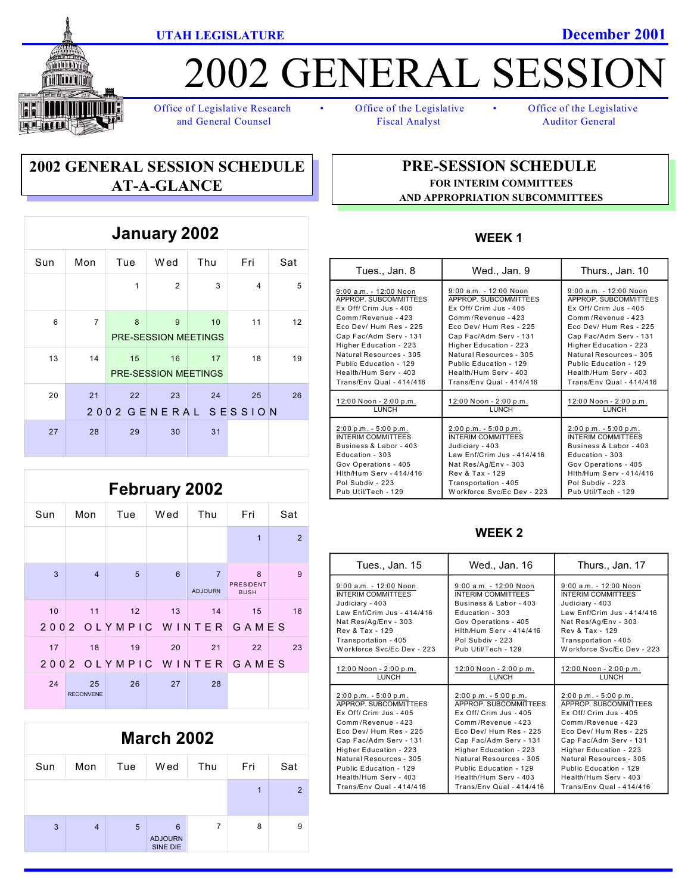UTAH LEGISLATURE — December 2001

# 2002 GENERAL SESSION

Office of Legislative Research and General Counsel • Office of the Legislative Fiscal Analyst • Office of the Legislative Auditor General

## 2002 GENERAL SESSION SCHEDULE AT-A-GLANCE

### January 2002

| Sun | Mon | Tue | Wed | Thu | Fri | Sat |
|---|---|---|---|---|---|---|
| | | 1 | 2 | 3 | 4 | 5 |
| 6 | 7 | 8 PRE-SESSION MEETINGS | 9 PRE-SESSION MEETINGS | 10 PRE-SESSION MEETINGS | 11 | 12 |
| 13 | 14 | 15 PRE-SESSION MEETINGS | 16 PRE-SESSION MEETINGS | 17 PRE-SESSION MEETINGS | 18 | 19 |
| 20 | 21 2002 GENERAL SESSION | 22 | 23 | 24 | 25 | 26 |
| 27 | 28 | 29 | 30 | 31 | | |

### February 2002

| Sun | Mon | Tue | Wed | Thu | Fri | Sat |
|---|---|---|---|---|---|---|
| | | | | | 1 | 2 |
| 3 | 4 | 5 | 6 | 7 ADJOURN | 8 PRESIDENT BUSH | 9 |
| 10 2002 OLYMPIC WINTER GAMES | 11 | 12 | 13 | 14 | 15 | 16 |
| 17 2002 OLYMPIC WINTER GAMES | 18 | 19 | 20 | 21 | 22 | 23 |
| 24 | 25 RECONVENE | 26 | 27 | 28 | | |

### March 2002

| Sun | Mon | Tue | Wed | Thu | Fri | Sat |
|---|---|---|---|---|---|---|
| | | | | | 1 | 2 |
| 3 | 4 | 5 | 6 ADJOURN SINE DIE | 7 | 8 | 9 |

## PRE-SESSION SCHEDULE
### FOR INTERIM COMMITTEES AND APPROPRIATION SUBCOMMITTEES

### WEEK 1

| Tues., Jan. 8 | Wed., Jan. 9 | Thurs., Jan. 10 |
|---|---|---|
| 9:00 a.m. - 12:00 Noon<br>APPROP. SUBCOMMITTEES<br>Ex Off/ Crim Jus - 405<br>Comm/Revenue - 423<br>Eco Dev/ Hum Res - 225<br>Cap Fac/Adm Serv - 131<br>Higher Education - 223<br>Natural Resources - 305<br>Public Education - 129<br>Health/Hum Serv - 403<br>Trans/Env Qual - 414/416 | 9:00 a.m. - 12:00 Noon<br>APPROP. SUBCOMMITTEES<br>Ex Off/ Crim Jus - 405<br>Comm/Revenue - 423<br>Eco Dev/ Hum Res - 225<br>Cap Fac/Adm Serv - 131<br>Higher Education - 223<br>Natural Resources - 305<br>Public Education - 129<br>Health/Hum Serv - 403<br>Trans/Env Qual - 414/416 | 9:00 a.m. - 12:00 Noon<br>APPROP. SUBCOMMITTEES<br>Ex Off/ Crim Jus - 405<br>Comm/Revenue - 423<br>Eco Dev/ Hum Res - 225<br>Cap Fac/Adm Serv - 131<br>Higher Education - 223<br>Natural Resources - 305<br>Public Education - 129<br>Health/Hum Serv - 403<br>Trans/Env Qual - 414/416 |
| 12:00 Noon - 2:00 p.m.<br>LUNCH | 12:00 Noon - 2:00 p.m.<br>LUNCH | 12:00 Noon - 2:00 p.m.<br>LUNCH |
| 2:00 p.m. - 5:00 p.m.<br>INTERIM COMMITTEES<br>Business & Labor - 403<br>Education - 303<br>Gov Operations - 405<br>Hlth/Hum Serv - 414/416<br>Pol Subdiv - 223<br>Pub Util/Tech - 129 | 2:00 p.m. - 5:00 p.m.<br>INTERIM COMMITTEES<br>Judiciary - 403<br>Law Enf/Crim Jus - 414/416<br>Nat Res/Ag/Env - 303<br>Rev & Tax - 129<br>Transportation - 405<br>Workforce Svc/Ec Dev - 223 | 2:00 p.m. - 5:00 p.m.<br>INTERIM COMMITTEES<br>Business & Labor - 403<br>Education - 303<br>Gov Operations - 405<br>Hlth/Hum Serv - 414/416<br>Pol Subdiv - 223<br>Pub Util/Tech - 129 |

### WEEK 2

| Tues., Jan. 15 | Wed., Jan. 16 | Thurs., Jan. 17 |
|---|---|---|
| 9:00 a.m. - 12:00 Noon<br>INTERIM COMMITTEES<br>Judiciary - 403<br>Law Enf/Crim Jus - 414/416<br>Nat Res/Ag/Env - 303<br>Rev & Tax - 129<br>Transportation - 405<br>Workforce Svc/Ec Dev - 223 | 9:00 a.m. - 12:00 Noon<br>INTERIM COMMITTEES<br>Business & Labor - 403<br>Education - 303<br>Gov Operations - 405<br>Hlth/Hum Serv - 414/416<br>Pol Subdiv - 223<br>Pub Util/Tech - 129 | 9:00 a.m. - 12:00 Noon<br>INTERIM COMMITTEES<br>Judiciary - 403<br>Law Enf/Crim Jus - 414/416<br>Nat Res/Ag/Env - 303<br>Rev & Tax - 129<br>Transportation - 405<br>Workforce Svc/Ec Dev - 223 |
| 12:00 Noon - 2:00 p.m.<br>LUNCH | 12:00 Noon - 2:00 p.m.<br>LUNCH | 12:00 Noon - 2:00 p.m.<br>LUNCH |
| 2:00 p.m. - 5:00 p.m.<br>APPROP. SUBCOMMITTEES<br>Ex Off/ Crim Jus - 405<br>Comm/Revenue - 423<br>Eco Dev/ Hum Res - 225<br>Cap Fac/Adm Serv - 131<br>Higher Education - 223<br>Natural Resources - 305<br>Public Education - 129<br>Health/Hum Serv - 403<br>Trans/Env Qual - 414/416 | 2:00 p.m. - 5:00 p.m.<br>APPROP. SUBCOMMITTEES<br>Ex Off/ Crim Jus - 405<br>Comm/Revenue - 423<br>Eco Dev/ Hum Res - 225<br>Cap Fac/Adm Serv - 131<br>Higher Education - 223<br>Natural Resources - 305<br>Public Education - 129<br>Health/Hum Serv - 403<br>Trans/Env Qual - 414/416 | 2:00 p.m. - 5:00 p.m.<br>APPROP. SUBCOMMITTEES<br>Ex Off/ Crim Jus - 405<br>Comm/Revenue - 423<br>Eco Dev/ Hum Res - 225<br>Cap Fac/Adm Serv - 131<br>Higher Education - 223<br>Natural Resources - 305<br>Public Education - 129<br>Health/Hum Serv - 403<br>Trans/Env Qual - 414/416 |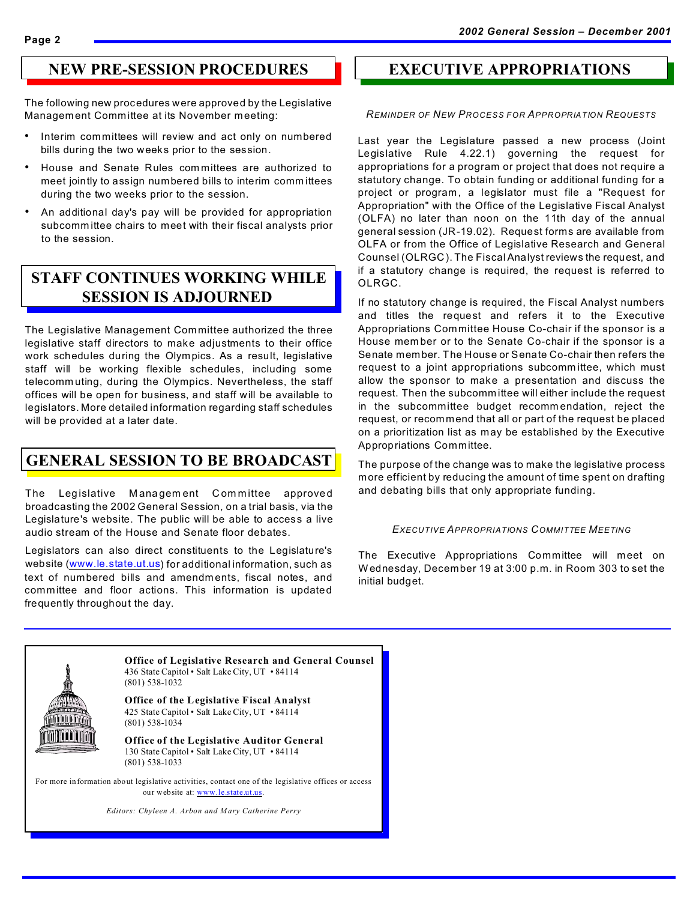## NEW PRE-SESSION PROCEDURES

The following new procedures were approved by the Legislative Management Committee at its November meeting:

- Interim committees will review and act only on numbered bills during the two weeks prior to the session.
- House and Senate Rules committees are authorized to meet jointly to assign numbered bills to interim committees during the two weeks prior to the session.
- An additional day's pay will be provided for appropriation subcommittee chairs to meet with their fiscal analysts prior to the session.

## STAFF CONTINUES WORKING WHILE SESSION IS ADJOURNED

The Legislative Management Committee authorized the three legislative staff directors to make adjustments to their office work schedules during the Olympics. As a result, legislative staff will be working flexible schedules, including some telecommuting, during the Olympics. Nevertheless, the staff offices will be open for business, and staff will be available to legislators. More detailed information regarding staff schedules will be provided at a later date.

## GENERAL SESSION TO BE BROADCAST

The Legislative Management Committee approved broadcasting the 2002 General Session, on a trial basis, via the Legislature's website. The public will be able to access a live audio stream of the House and Senate floor debates.

Legislators can also direct constituents to the Legislature's website (www.le.state.ut.us) for additional information, such as text of numbered bills and amendments, fiscal notes, and committee and floor actions. This information is updated frequently throughout the day.

## EXECUTIVE APPROPRIATIONS

*REMINDER OF NEW PROCESS FOR APPROPRIATION REQUESTS*

Last year the Legislature passed a new process (Joint Legislative Rule 4.22.1) governing the request for appropriations for a program or project that does not require a statutory change. To obtain funding or additional funding for a project or program, a legislator must file a "Request for Appropriation" with the Office of the Legislative Fiscal Analyst (OLFA) no later than noon on the 11th day of the annual general session (JR-19.02). Request forms are available from OLFA or from the Office of Legislative Research and General Counsel (OLRGC). The Fiscal Analyst reviews the request, and if a statutory change is required, the request is referred to OLRGC.

If no statutory change is required, the Fiscal Analyst numbers and titles the request and refers it to the Executive Appropriations Committee House Co-chair if the sponsor is a House member or to the Senate Co-chair if the sponsor is a Senate member. The House or Senate Co-chair then refers the request to a joint appropriations subcommittee, which must allow the sponsor to make a presentation and discuss the request. Then the subcommittee will either include the request in the subcommittee budget recommendation, reject the request, or recommend that all or part of the request be placed on a prioritization list as may be established by the Executive Appropriations Committee.

The purpose of the change was to make the legislative process more efficient by reducing the amount of time spent on drafting and debating bills that only appropriate funding.

*EXECUTIVE APPROPRIATIONS COMMITTEE MEETING*

The Executive Appropriations Committee will meet on Wednesday, December 19 at 3:00 p.m. in Room 303 to set the initial budget.

---

**Office of Legislative Research and General Counsel**
436 State Capitol • Salt Lake City, UT • 84114
(801) 538-1032

**Office of the Legislative Fiscal Analyst**
425 State Capitol • Salt Lake City, UT • 84114
(801) 538-1034

**Office of the Legislative Auditor General**
130 State Capitol • Salt Lake City, UT • 84114
(801) 538-1033

For more information about legislative activities, contact one of the legislative offices or access our website at: www.le.state.ut.us.

*Editors: Chyleen A. Arbon and Mary Catherine Perry*